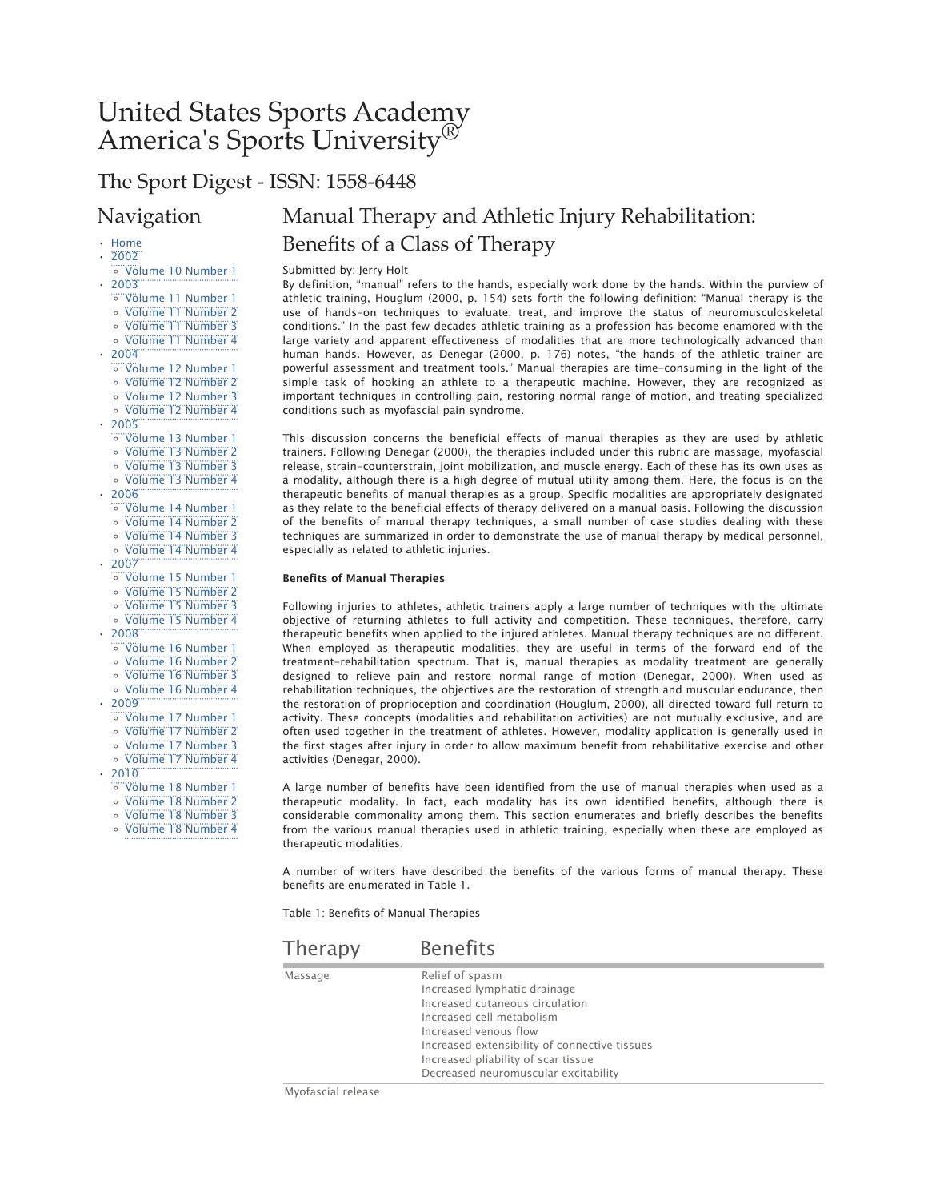# United States Sports Academy
# America's Sports University®

## The Sport Digest - ISSN: 1558-6448

## Navigation

- Home
- 2002
  - Volume 10 Number 1
- 2003
  - Volume 11 Number 1
  - Volume 11 Number 2
  - Volume 11 Number 3
  - Volume 11 Number 4
- 2004
  - Volume 12 Number 1
  - Volume 12 Number 2
  - Volume 12 Number 3
  - Volume 12 Number 4
- 2005
  - Volume 13 Number 1
  - Volume 13 Number 2
  - Volume 13 Number 3
  - Volume 13 Number 4
- 2006
  - Volume 14 Number 1
  - Volume 14 Number 2
  - Volume 14 Number 3
  - Volume 14 Number 4
- 2007
  - Volume 15 Number 1
  - Volume 15 Number 2
  - Volume 15 Number 3
  - Volume 15 Number 4
- 2008
  - Volume 16 Number 1
  - Volume 16 Number 2
  - Volume 16 Number 3
  - Volume 16 Number 4
- 2009
  - Volume 17 Number 1
  - Volume 17 Number 2
  - Volume 17 Number 3
  - Volume 17 Number 4
- 2010
  - Volume 18 Number 1
  - Volume 18 Number 2
  - Volume 18 Number 3
  - Volume 18 Number 4

## Manual Therapy and Athletic Injury Rehabilitation: Benefits of a Class of Therapy

Submitted by: Jerry Holt

By definition, "manual" refers to the hands, especially work done by the hands. Within the purview of athletic training, Houglum (2000, p. 154) sets forth the following definition: "Manual therapy is the use of hands-on techniques to evaluate, treat, and improve the status of neuromusculoskeletal conditions." In the past few decades athletic training as a profession has become enamored with the large variety and apparent effectiveness of modalities that are more technologically advanced than human hands. However, as Denegar (2000, p. 176) notes, "the hands of the athletic trainer are powerful assessment and treatment tools." Manual therapies are time-consuming in the light of the simple task of hooking an athlete to a therapeutic machine. However, they are recognized as important techniques in controlling pain, restoring normal range of motion, and treating specialized conditions such as myofascial pain syndrome.

This discussion concerns the beneficial effects of manual therapies as they are used by athletic trainers. Following Denegar (2000), the therapies included under this rubric are massage, myofascial release, strain-counterstrain, joint mobilization, and muscle energy. Each of these has its own uses as a modality, although there is a high degree of mutual utility among them. Here, the focus is on the therapeutic benefits of manual therapies as a group. Specific modalities are appropriately designated as they relate to the beneficial effects of therapy delivered on a manual basis. Following the discussion of the benefits of manual therapy techniques, a small number of case studies dealing with these techniques are summarized in order to demonstrate the use of manual therapy by medical personnel, especially as related to athletic injuries.

**Benefits of Manual Therapies**

Following injuries to athletes, athletic trainers apply a large number of techniques with the ultimate objective of returning athletes to full activity and competition. These techniques, therefore, carry therapeutic benefits when applied to the injured athletes. Manual therapy techniques are no different. When employed as therapeutic modalities, they are useful in terms of the forward end of the treatment-rehabilitation spectrum. That is, manual therapies as modality treatment are generally designed to relieve pain and restore normal range of motion (Denegar, 2000). When used as rehabilitation techniques, the objectives are the restoration of strength and muscular endurance, then the restoration of proprioception and coordination (Houglum, 2000), all directed toward full return to activity. These concepts (modalities and rehabilitation activities) are not mutually exclusive, and are often used together in the treatment of athletes. However, modality application is generally used in the first stages after injury in order to allow maximum benefit from rehabilitative exercise and other activities (Denegar, 2000).

A large number of benefits have been identified from the use of manual therapies when used as a therapeutic modality. In fact, each modality has its own identified benefits, although there is considerable commonality among them. This section enumerates and briefly describes the benefits from the various manual therapies used in athletic training, especially when these are employed as therapeutic modalities.

A number of writers have described the benefits of the various forms of manual therapy. These benefits are enumerated in Table 1.

Table 1: Benefits of Manual Therapies

| Therapy | Benefits |
|---|---|
| Massage | Relief of spasm<br>Increased lymphatic drainage<br>Increased cutaneous circulation<br>Increased cell metabolism<br>Increased venous flow<br>Increased extensibility of connective tissues<br>Increased pliability of scar tissue<br>Decreased neuromuscular excitability |
| Myofascial release | |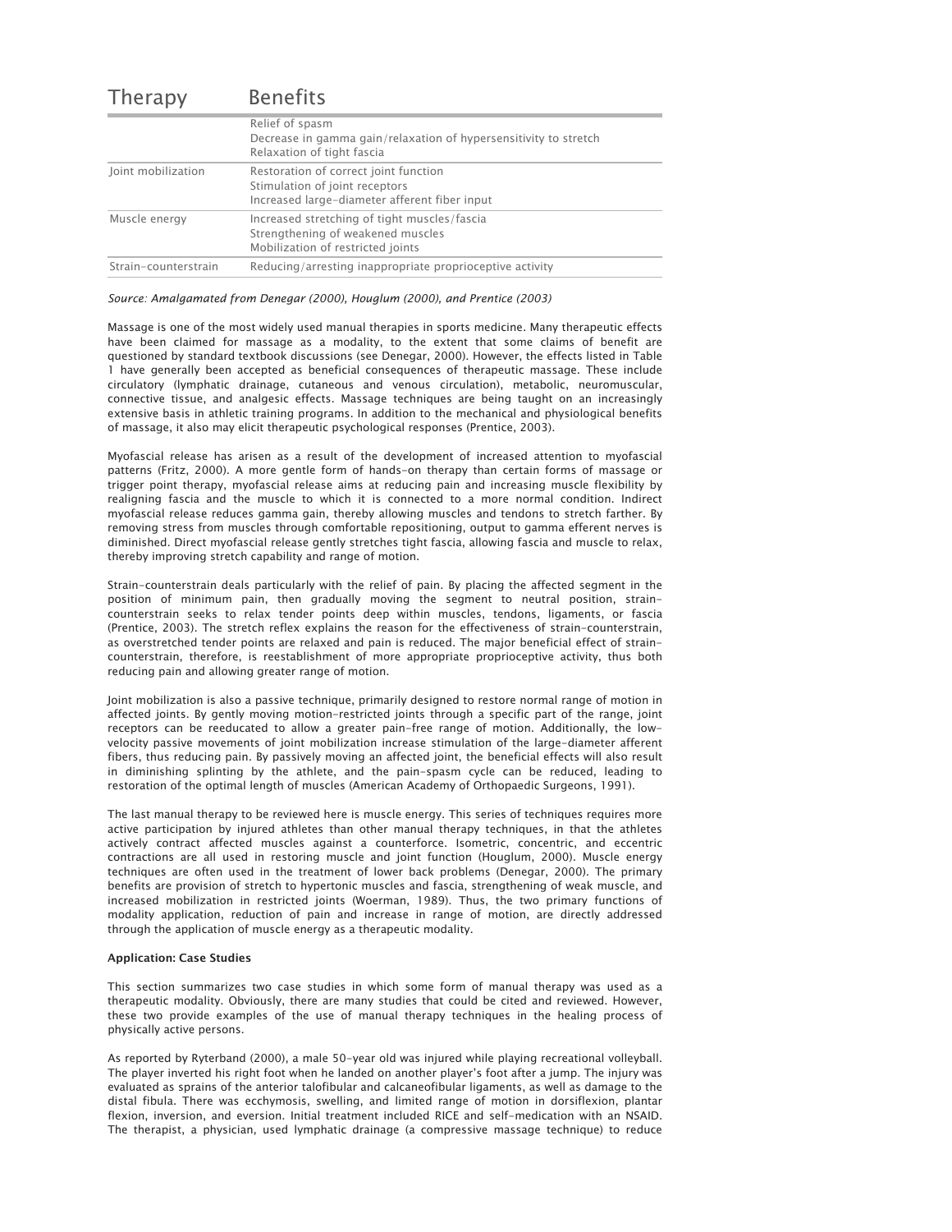| Therapy | Benefits |
|---|---|
| | Relief of spasm<br>Decrease in gamma gain/relaxation of hypersensitivity to stretch<br>Relaxation of tight fascia |
| Joint mobilization | Restoration of correct joint function<br>Stimulation of joint receptors<br>Increased large-diameter afferent fiber input |
| Muscle energy | Increased stretching of tight muscles/fascia<br>Strengthening of weakened muscles<br>Mobilization of restricted joints |
| Strain-counterstrain | Reducing/arresting inappropriate proprioceptive activity |

*Source: Amalgamated from Denegar (2000), Houglum (2000), and Prentice (2003)*

Massage is one of the most widely used manual therapies in sports medicine. Many therapeutic effects have been claimed for massage as a modality, to the extent that some claims of benefit are questioned by standard textbook discussions (see Denegar, 2000). However, the effects listed in Table 1 have generally been accepted as beneficial consequences of therapeutic massage. These include circulatory (lymphatic drainage, cutaneous and venous circulation), metabolic, neuromuscular, connective tissue, and analgesic effects. Massage techniques are being taught on an increasingly extensive basis in athletic training programs. In addition to the mechanical and physiological benefits of massage, it also may elicit therapeutic psychological responses (Prentice, 2003).

Myofascial release has arisen as a result of the development of increased attention to myofascial patterns (Fritz, 2000). A more gentle form of hands-on therapy than certain forms of massage or trigger point therapy, myofascial release aims at reducing pain and increasing muscle flexibility by realigning fascia and the muscle to which it is connected to a more normal condition. Indirect myofascial release reduces gamma gain, thereby allowing muscles and tendons to stretch farther. By removing stress from muscles through comfortable repositioning, output to gamma efferent nerves is diminished. Direct myofascial release gently stretches tight fascia, allowing fascia and muscle to relax, thereby improving stretch capability and range of motion.

Strain-counterstrain deals particularly with the relief of pain. By placing the affected segment in the position of minimum pain, then gradually moving the segment to neutral position, strain-counterstrain seeks to relax tender points deep within muscles, tendons, ligaments, or fascia (Prentice, 2003). The stretch reflex explains the reason for the effectiveness of strain-counterstrain, as overstretched tender points are relaxed and pain is reduced. The major beneficial effect of strain-counterstrain, therefore, is reestablishment of more appropriate proprioceptive activity, thus both reducing pain and allowing greater range of motion.

Joint mobilization is also a passive technique, primarily designed to restore normal range of motion in affected joints. By gently moving motion-restricted joints through a specific part of the range, joint receptors can be reeducated to allow a greater pain-free range of motion. Additionally, the low-velocity passive movements of joint mobilization increase stimulation of the large-diameter afferent fibers, thus reducing pain. By passively moving an affected joint, the beneficial effects will also result in diminishing splinting by the athlete, and the pain-spasm cycle can be reduced, leading to restoration of the optimal length of muscles (American Academy of Orthopaedic Surgeons, 1991).

The last manual therapy to be reviewed here is muscle energy. This series of techniques requires more active participation by injured athletes than other manual therapy techniques, in that the athletes actively contract affected muscles against a counterforce. Isometric, concentric, and eccentric contractions are all used in restoring muscle and joint function (Houglum, 2000). Muscle energy techniques are often used in the treatment of lower back problems (Denegar, 2000). The primary benefits are provision of stretch to hypertonic muscles and fascia, strengthening of weak muscle, and increased mobilization in restricted joints (Woerman, 1989). Thus, the two primary functions of modality application, reduction of pain and increase in range of motion, are directly addressed through the application of muscle energy as a therapeutic modality.

**Application: Case Studies**

This section summarizes two case studies in which some form of manual therapy was used as a therapeutic modality. Obviously, there are many studies that could be cited and reviewed. However, these two provide examples of the use of manual therapy techniques in the healing process of physically active persons.

As reported by Ryterband (2000), a male 50-year old was injured while playing recreational volleyball. The player inverted his right foot when he landed on another player's foot after a jump. The injury was evaluated as sprains of the anterior talofibular and calcaneofibular ligaments, as well as damage to the distal fibula. There was ecchymosis, swelling, and limited range of motion in dorsiflexion, plantar flexion, inversion, and eversion. Initial treatment included RICE and self-medication with an NSAID. The therapist, a physician, used lymphatic drainage (a compressive massage technique) to reduce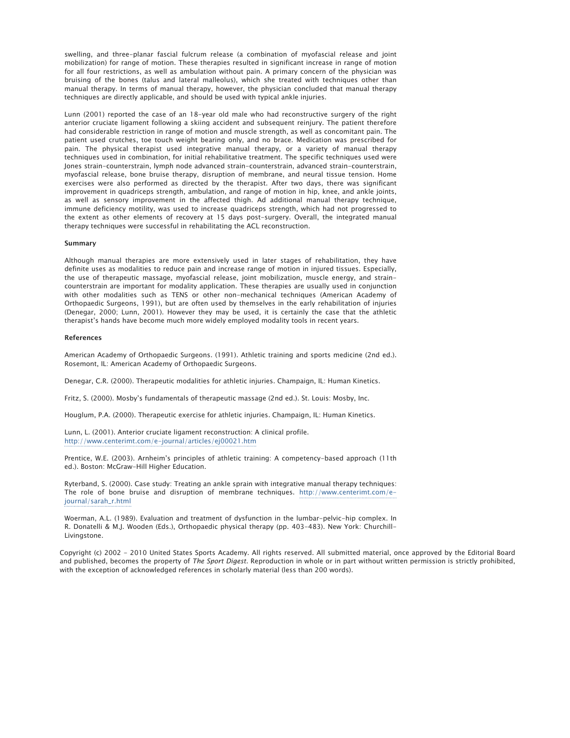swelling, and three-planar fascial fulcrum release (a combination of myofascial release and joint mobilization) for range of motion. These therapies resulted in significant increase in range of motion for all four restrictions, as well as ambulation without pain. A primary concern of the physician was bruising of the bones (talus and lateral malleolus), which she treated with techniques other than manual therapy. In terms of manual therapy, however, the physician concluded that manual therapy techniques are directly applicable, and should be used with typical ankle injuries.

Lunn (2001) reported the case of an 18-year old male who had reconstructive surgery of the right anterior cruciate ligament following a skiing accident and subsequent reinjury. The patient therefore had considerable restriction in range of motion and muscle strength, as well as concomitant pain. The patient used crutches, toe touch weight bearing only, and no brace. Medication was prescribed for pain. The physical therapist used integrative manual therapy, or a variety of manual therapy techniques used in combination, for initial rehabilitative treatment. The specific techniques used were Jones strain-counterstrain, lymph node advanced strain-counterstrain, advanced strain-counterstrain, myofascial release, bone bruise therapy, disruption of membrane, and neural tissue tension. Home exercises were also performed as directed by the therapist. After two days, there was significant improvement in quadriceps strength, ambulation, and range of motion in hip, knee, and ankle joints, as well as sensory improvement in the affected thigh. Ad additional manual therapy technique, immune deficiency motility, was used to increase quadriceps strength, which had not progressed to the extent as other elements of recovery at 15 days post-surgery. Overall, the integrated manual therapy techniques were successful in rehabilitating the ACL reconstruction.

**Summary**

Although manual therapies are more extensively used in later stages of rehabilitation, they have definite uses as modalities to reduce pain and increase range of motion in injured tissues. Especially, the use of therapeutic massage, myofascial release, joint mobilization, muscle energy, and strain-counterstrain are important for modality application. These therapies are usually used in conjunction with other modalities such as TENS or other non-mechanical techniques (American Academy of Orthopaedic Surgeons, 1991), but are often used by themselves in the early rehabilitation of injuries (Denegar, 2000; Lunn, 2001). However they may be used, it is certainly the case that the athletic therapist's hands have become much more widely employed modality tools in recent years.

**References**

American Academy of Orthopaedic Surgeons. (1991). Athletic training and sports medicine (2nd ed.). Rosemont, IL: American Academy of Orthopaedic Surgeons.

Denegar, C.R. (2000). Therapeutic modalities for athletic injuries. Champaign, IL: Human Kinetics.

Fritz, S. (2000). Mosby's fundamentals of therapeutic massage (2nd ed.). St. Louis: Mosby, Inc.

Houglum, P.A. (2000). Therapeutic exercise for athletic injuries. Champaign, IL: Human Kinetics.

Lunn, L. (2001). Anterior cruciate ligament reconstruction: A clinical profile. http://www.centerimt.com/e-journal/articles/ej00021.htm

Prentice, W.E. (2003). Arnheim's principles of athletic training: A competency-based approach (11th ed.). Boston: McGraw-Hill Higher Education.

Ryterband, S. (2000). Case study: Treating an ankle sprain with integrative manual therapy techniques: The role of bone bruise and disruption of membrane techniques. http://www.centerimt.com/e-journal/sarah_r.html

Woerman, A.L. (1989). Evaluation and treatment of dysfunction in the lumbar-pelvic-hip complex. In R. Donatelli & M.J. Wooden (Eds.), Orthopaedic physical therapy (pp. 403-483). New York: Churchill-Livingstone.

Copyright (c) 2002 - 2010 United States Sports Academy. All rights reserved. All submitted material, once approved by the Editorial Board and published, becomes the property of *The Sport Digest*. Reproduction in whole or in part without written permission is strictly prohibited, with the exception of acknowledged references in scholarly material (less than 200 words).